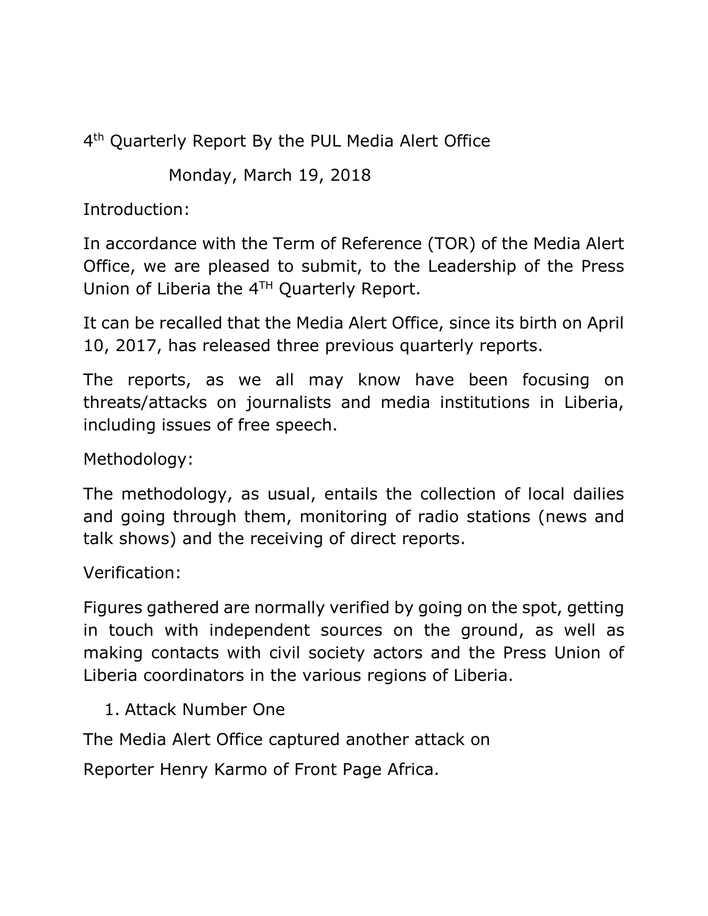# 4th Quarterly Report By the PUL Media Alert Office

Monday, March 19, 2018

## Introduction:

In accordance with the Term of Reference (TOR) of the Media Alert Office, we are pleased to submit, to the Leadership of the Press Union of Liberia the 4TH Quarterly Report.

It can be recalled that the Media Alert Office, since its birth on April 10, 2017, has released three previous quarterly reports.

The reports, as we all may know have been focusing on threats/attacks on journalists and media institutions in Liberia, including issues of free speech.

## Methodology:

The methodology, as usual, entails the collection of local dailies and going through them, monitoring of radio stations (news and talk shows) and the receiving of direct reports.

## Verification:

Figures gathered are normally verified by going on the spot, getting in touch with independent sources on the ground, as well as making contacts with civil society actors and the Press Union of Liberia coordinators in the various regions of Liberia.

1. Attack Number One

The Media Alert Office captured another attack on

Reporter Henry Karmo of Front Page Africa.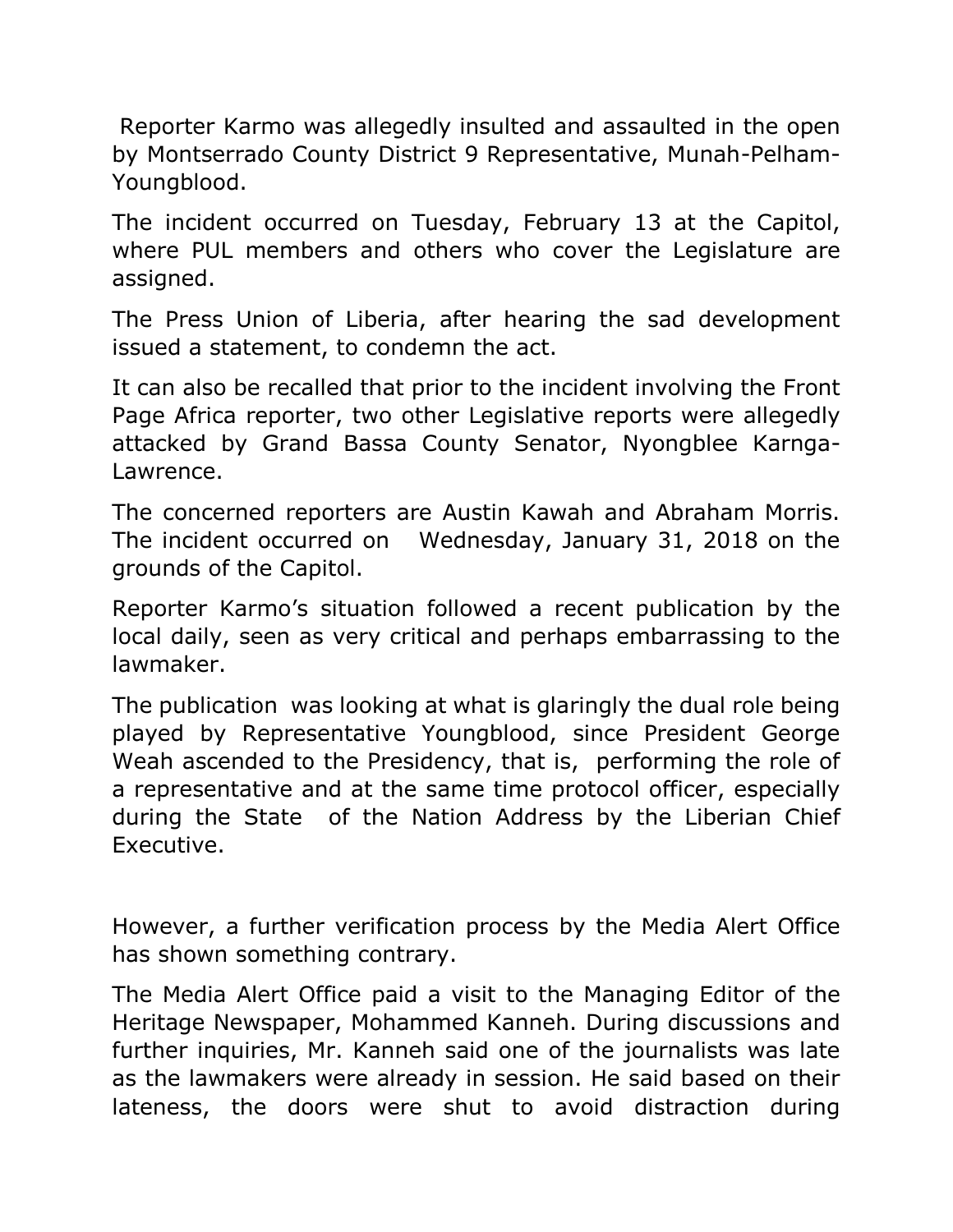Reporter Karmo was allegedly insulted and assaulted in the open by Montserrado County District 9 Representative, Munah-Pelham-Youngblood.

The incident occurred on Tuesday, February 13 at the Capitol, where PUL members and others who cover the Legislature are assigned.

The Press Union of Liberia, after hearing the sad development issued a statement, to condemn the act.

It can also be recalled that prior to the incident involving the Front Page Africa reporter, two other Legislative reports were allegedly attacked by Grand Bassa County Senator, Nyongblee Karnga-Lawrence.

The concerned reporters are Austin Kawah and Abraham Morris. The incident occurred on Wednesday, January 31, 2018 on the grounds of the Capitol.

Reporter Karmo's situation followed a recent publication by the local daily, seen as very critical and perhaps embarrassing to the lawmaker.

The publication was looking at what is glaringly the dual role being played by Representative Youngblood, since President George Weah ascended to the Presidency, that is, performing the role of a representative and at the same time protocol officer, especially during the State of the Nation Address by the Liberian Chief Executive.

However, a further verification process by the Media Alert Office has shown something contrary.

The Media Alert Office paid a visit to the Managing Editor of the Heritage Newspaper, Mohammed Kanneh. During discussions and further inquiries, Mr. Kanneh said one of the journalists was late as the lawmakers were already in session. He said based on their lateness, the doors were shut to avoid distraction during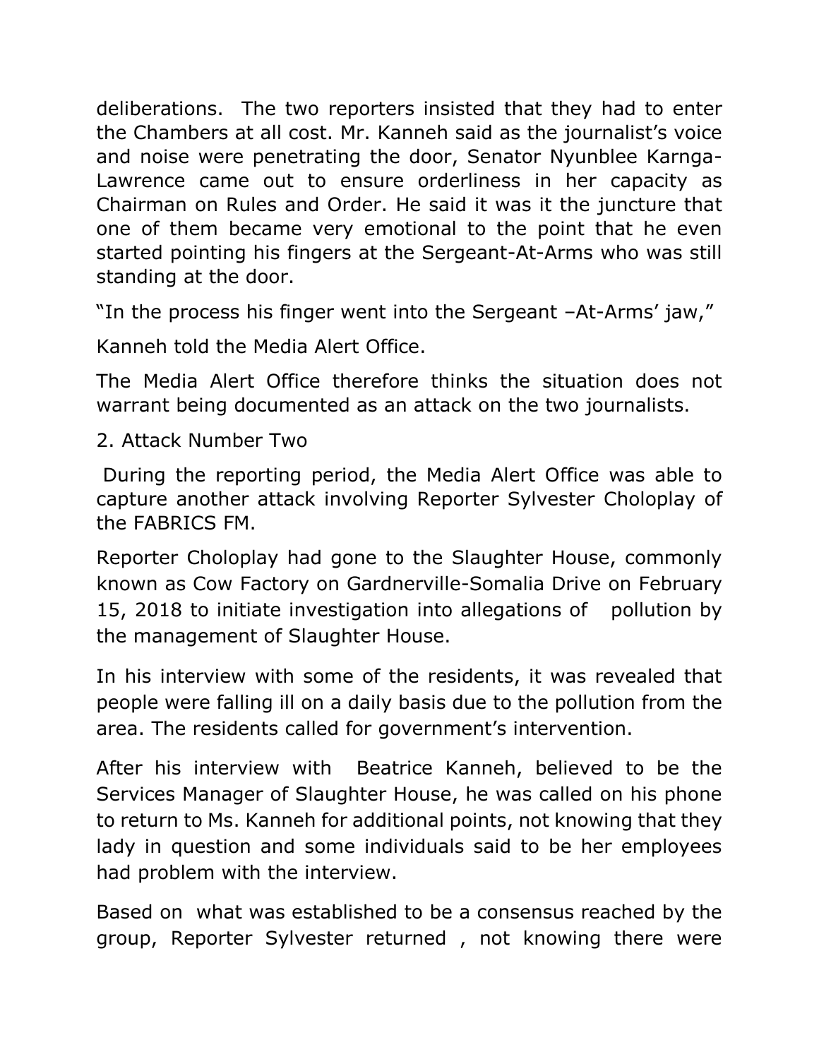deliberations. The two reporters insisted that they had to enter the Chambers at all cost. Mr. Kanneh said as the journalist's voice and noise were penetrating the door, Senator Nyunblee Karnga-Lawrence came out to ensure orderliness in her capacity as Chairman on Rules and Order. He said it was it the juncture that one of them became very emotional to the point that he even started pointing his fingers at the Sergeant-At-Arms who was still standing at the door.

"In the process his finger went into the Sergeant –At-Arms' jaw,"

Kanneh told the Media Alert Office.

The Media Alert Office therefore thinks the situation does not warrant being documented as an attack on the two journalists.

2. Attack Number Two

During the reporting period, the Media Alert Office was able to capture another attack involving Reporter Sylvester Choloplay of the FABRICS FM.

Reporter Choloplay had gone to the Slaughter House, commonly known as Cow Factory on Gardnerville-Somalia Drive on February 15, 2018 to initiate investigation into allegations of pollution by the management of Slaughter House.

In his interview with some of the residents, it was revealed that people were falling ill on a daily basis due to the pollution from the area. The residents called for government's intervention.

After his interview with Beatrice Kanneh, believed to be the Services Manager of Slaughter House, he was called on his phone to return to Ms. Kanneh for additional points, not knowing that they lady in question and some individuals said to be her employees had problem with the interview.

Based on what was established to be a consensus reached by the group, Reporter Sylvester returned , not knowing there were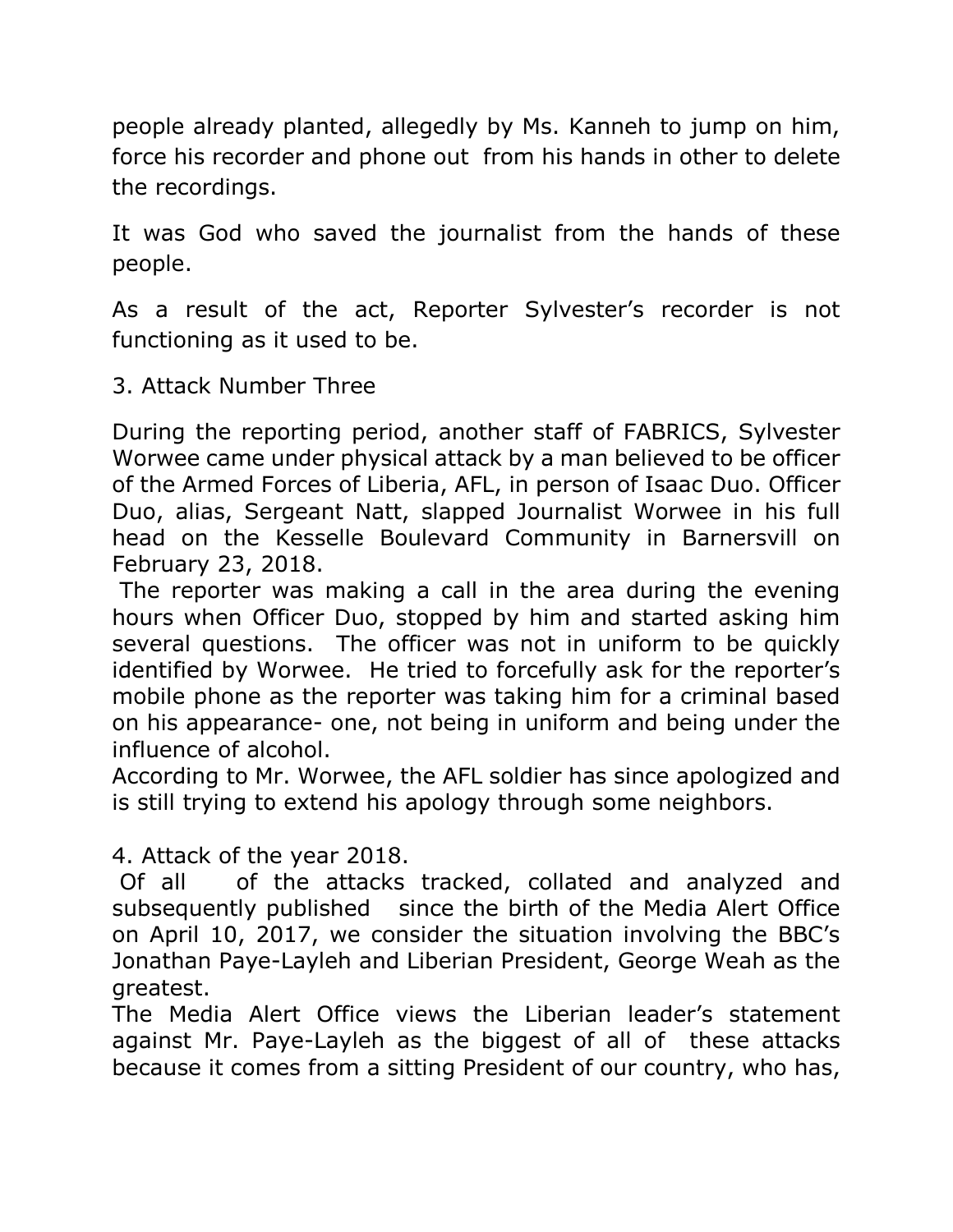people already planted, allegedly by Ms. Kanneh to jump on him, force his recorder and phone out from his hands in other to delete the recordings.

It was God who saved the journalist from the hands of these people.

As a result of the act, Reporter Sylvester's recorder is not functioning as it used to be.

3. Attack Number Three

During the reporting period, another staff of FABRICS, Sylvester Worwee came under physical attack by a man believed to be officer of the Armed Forces of Liberia, AFL, in person of Isaac Duo. Officer Duo, alias, Sergeant Natt, slapped Journalist Worwee in his full head on the Kesselle Boulevard Community in Barnersvill on February 23, 2018.

The reporter was making a call in the area during the evening hours when Officer Duo, stopped by him and started asking him several questions. The officer was not in uniform to be quickly identified by Worwee. He tried to forcefully ask for the reporter's mobile phone as the reporter was taking him for a criminal based on his appearance- one, not being in uniform and being under the influence of alcohol.

According to Mr. Worwee, the AFL soldier has since apologized and is still trying to extend his apology through some neighbors.

4. Attack of the year 2018.

Of all of the attacks tracked, collated and analyzed and subsequently published since the birth of the Media Alert Office on April 10, 2017, we consider the situation involving the BBC's Jonathan Paye-Layleh and Liberian President, George Weah as the greatest.

The Media Alert Office views the Liberian leader's statement against Mr. Paye-Layleh as the biggest of all of these attacks because it comes from a sitting President of our country, who has,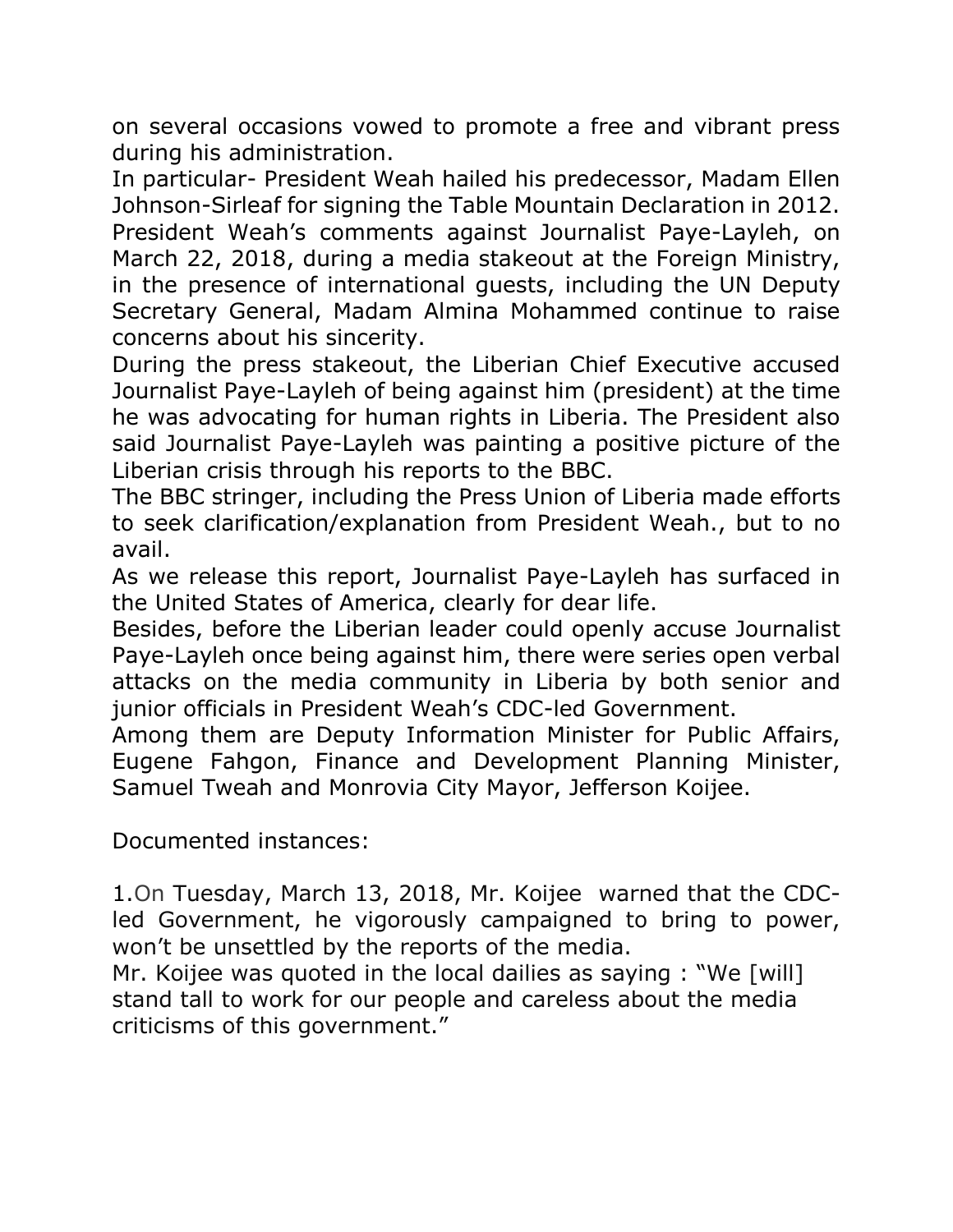on several occasions vowed to promote a free and vibrant press during his administration.

In particular- President Weah hailed his predecessor, Madam Ellen Johnson-Sirleaf for signing the Table Mountain Declaration in 2012.

President Weah's comments against Journalist Paye-Layleh, on March 22, 2018, during a media stakeout at the Foreign Ministry, in the presence of international guests, including the UN Deputy Secretary General, Madam Almina Mohammed continue to raise concerns about his sincerity.

During the press stakeout, the Liberian Chief Executive accused Journalist Paye-Layleh of being against him (president) at the time he was advocating for human rights in Liberia. The President also said Journalist Paye-Layleh was painting a positive picture of the Liberian crisis through his reports to the BBC.

The BBC stringer, including the Press Union of Liberia made efforts to seek clarification/explanation from President Weah., but to no avail.

As we release this report, Journalist Paye-Layleh has surfaced in the United States of America, clearly for dear life.

Besides, before the Liberian leader could openly accuse Journalist Paye-Layleh once being against him, there were series open verbal attacks on the media community in Liberia by both senior and junior officials in President Weah's CDC-led Government.

Among them are Deputy Information Minister for Public Affairs, Eugene Fahgon, Finance and Development Planning Minister, Samuel Tweah and Monrovia City Mayor, Jefferson Koijee.

Documented instances:

1.On Tuesday, March 13, 2018, Mr. Koijee warned that the CDC-led Government, he vigorously campaigned to bring to power, won't be unsettled by the reports of the media.

Mr. Koijee was quoted in the local dailies as saying : "We [will] stand tall to work for our people and careless about the media criticisms of this government."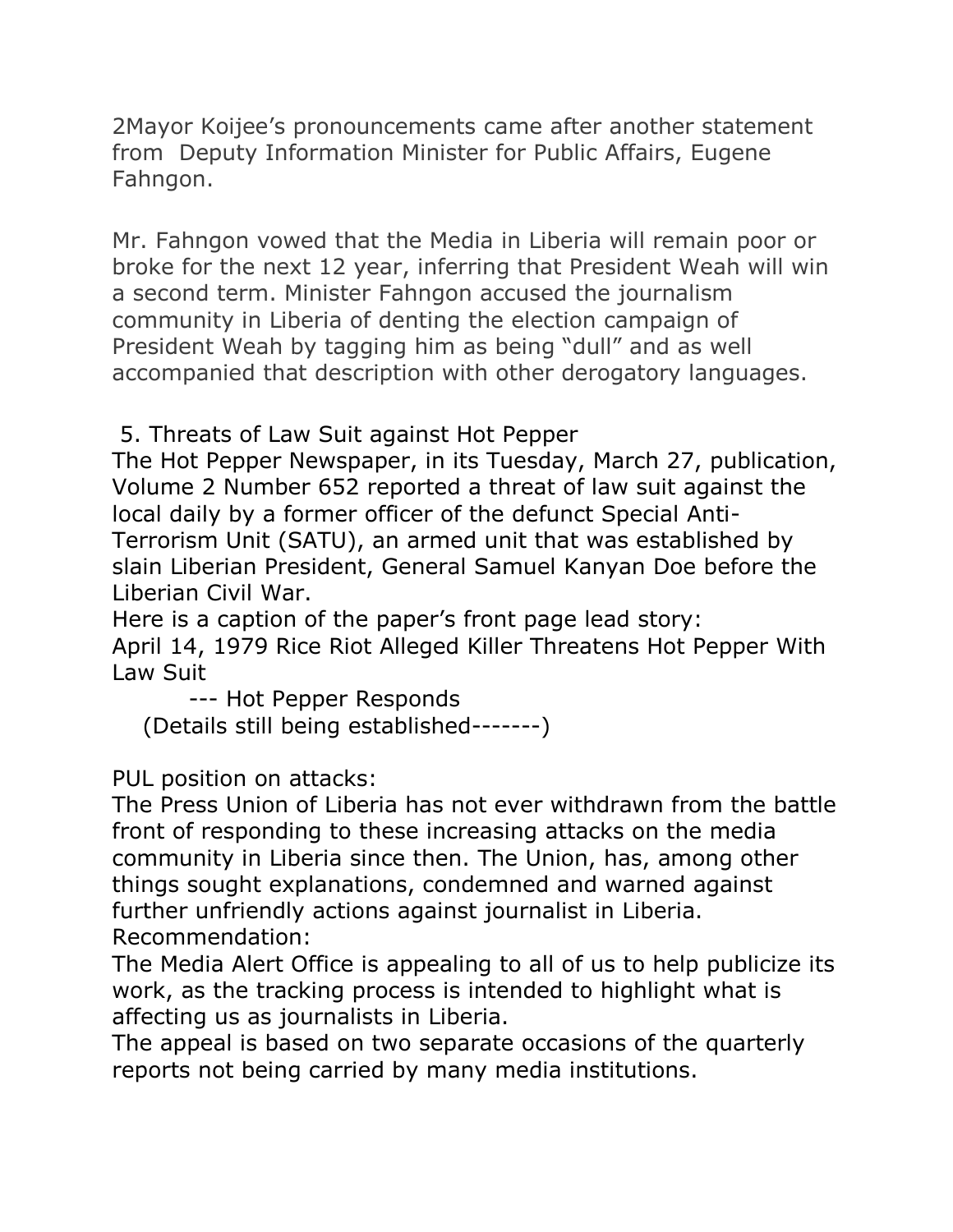2Mayor Koijee's pronouncements came after another statement from Deputy Information Minister for Public Affairs, Eugene Fahngon.

Mr. Fahngon vowed that the Media in Liberia will remain poor or broke for the next 12 year, inferring that President Weah will win a second term. Minister Fahngon accused the journalism community in Liberia of denting the election campaign of President Weah by tagging him as being "dull" and as well accompanied that description with other derogatory languages.

5. Threats of Law Suit against Hot Pepper

The Hot Pepper Newspaper, in its Tuesday, March 27, publication, Volume 2 Number 652 reported a threat of law suit against the local daily by a former officer of the defunct Special Anti-Terrorism Unit (SATU), an armed unit that was established by slain Liberian President, General Samuel Kanyan Doe before the Liberian Civil War.

Here is a caption of the paper's front page lead story:

April 14, 1979 Rice Riot Alleged Killer Threatens Hot Pepper With Law Suit

--- Hot Pepper Responds

(Details still being established-------)

PUL position on attacks:

The Press Union of Liberia has not ever withdrawn from the battle front of responding to these increasing attacks on the media community in Liberia since then. The Union, has, among other things sought explanations, condemned and warned against further unfriendly actions against journalist in Liberia.

Recommendation:

The Media Alert Office is appealing to all of us to help publicize its work, as the tracking process is intended to highlight what is affecting us as journalists in Liberia.

The appeal is based on two separate occasions of the quarterly reports not being carried by many media institutions.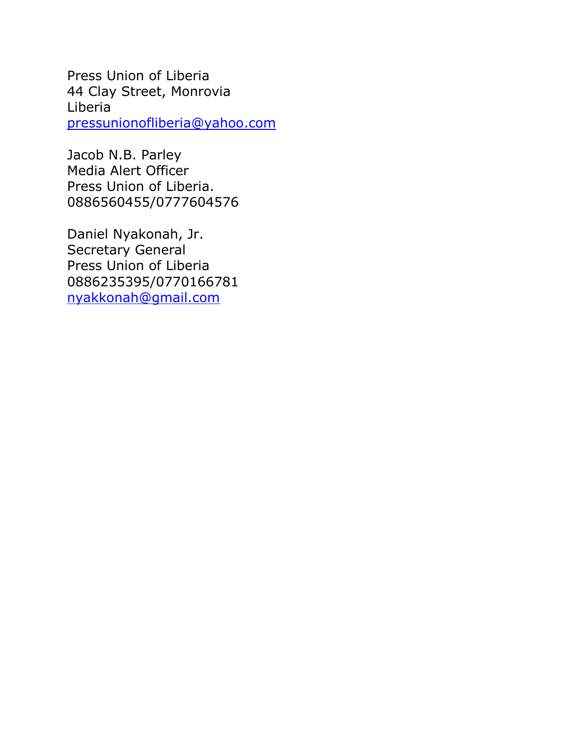Press Union of Liberia
44 Clay Street, Monrovia
Liberia
pressunionofliberia@yahoo.com

Jacob N.B. Parley
Media Alert Officer
Press Union of Liberia.
0886560455/0777604576

Daniel Nyakonah, Jr.
Secretary General
Press Union of Liberia
0886235395/0770166781
nyakkonah@gmail.com